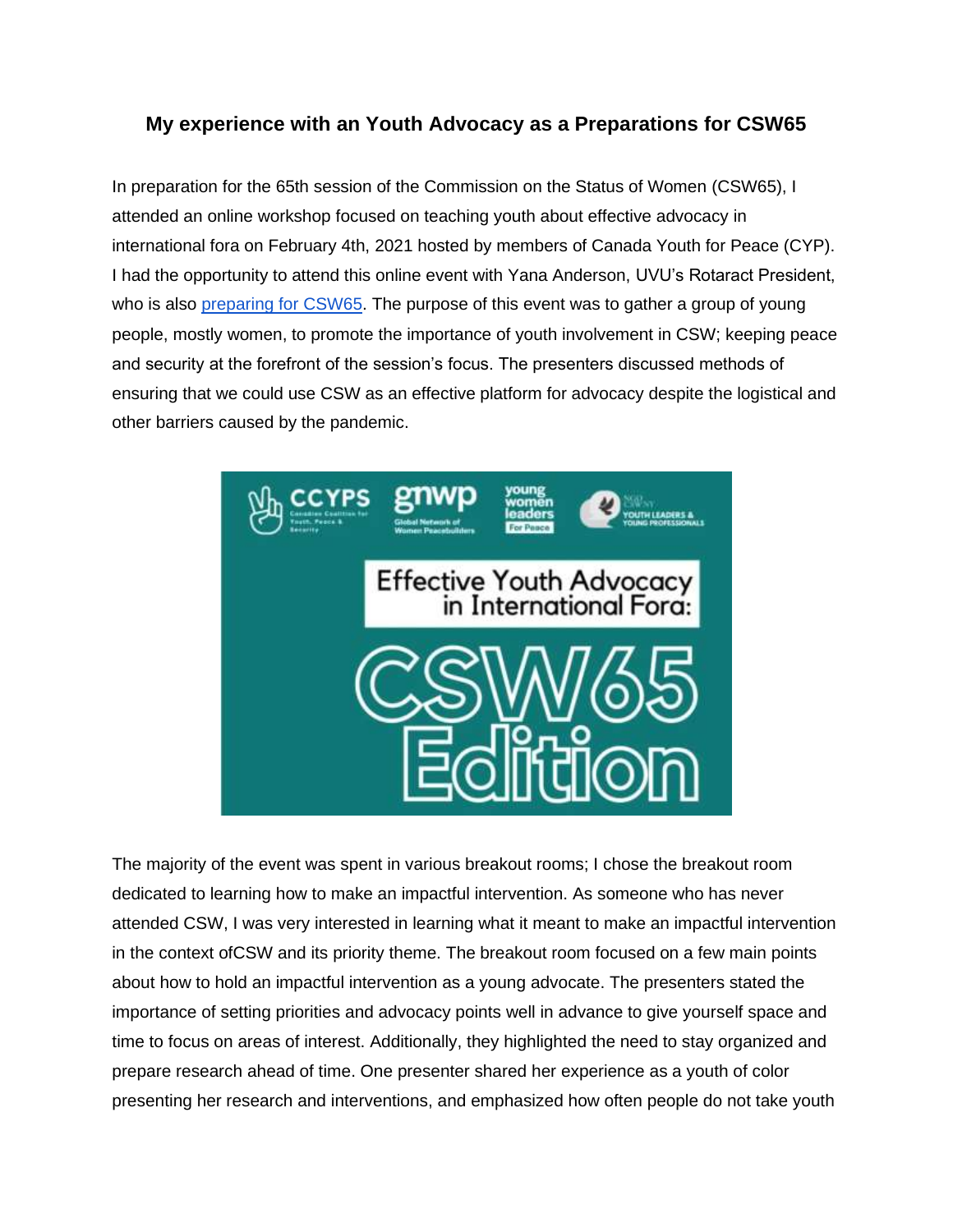# My experience with an Youth Advocacy as a Preparations for CSW65

In preparation for the 65th session of the Commission on the Status of Women (CSW65), I attended an online workshop focused on teaching youth about effective advocacy in international fora on February 4th, 2021 hosted by members of Canada Youth for Peace (CYP). I had the opportunity to attend this online event with Yana Anderson, UVU's Rotaract President, who is also [preparing for CSW65](). The purpose of this event was to gather a group of young people, mostly women, to promote the importance of youth involvement in CSW; keeping peace and security at the forefront of the session's focus. The presenters discussed methods of ensuring that we could use CSW as an effective platform for advocacy despite the logistical and other barriers caused by the pandemic.

The majority of the event was spent in various breakout rooms; I chose the breakout room dedicated to learning how to make an impactful intervention. As someone who has never attended CSW, I was very interested in learning what it meant to make an impactful intervention in the context ofCSW and its priority theme. The breakout room focused on a few main points about how to hold an impactful intervention as a young advocate. The presenters stated the importance of setting priorities and advocacy points well in advance to give yourself space and time to focus on areas of interest. Additionally, they highlighted the need to stay organized and prepare research ahead of time. One presenter shared her experience as a youth of color presenting her research and interventions, and emphasized how often people do not take youth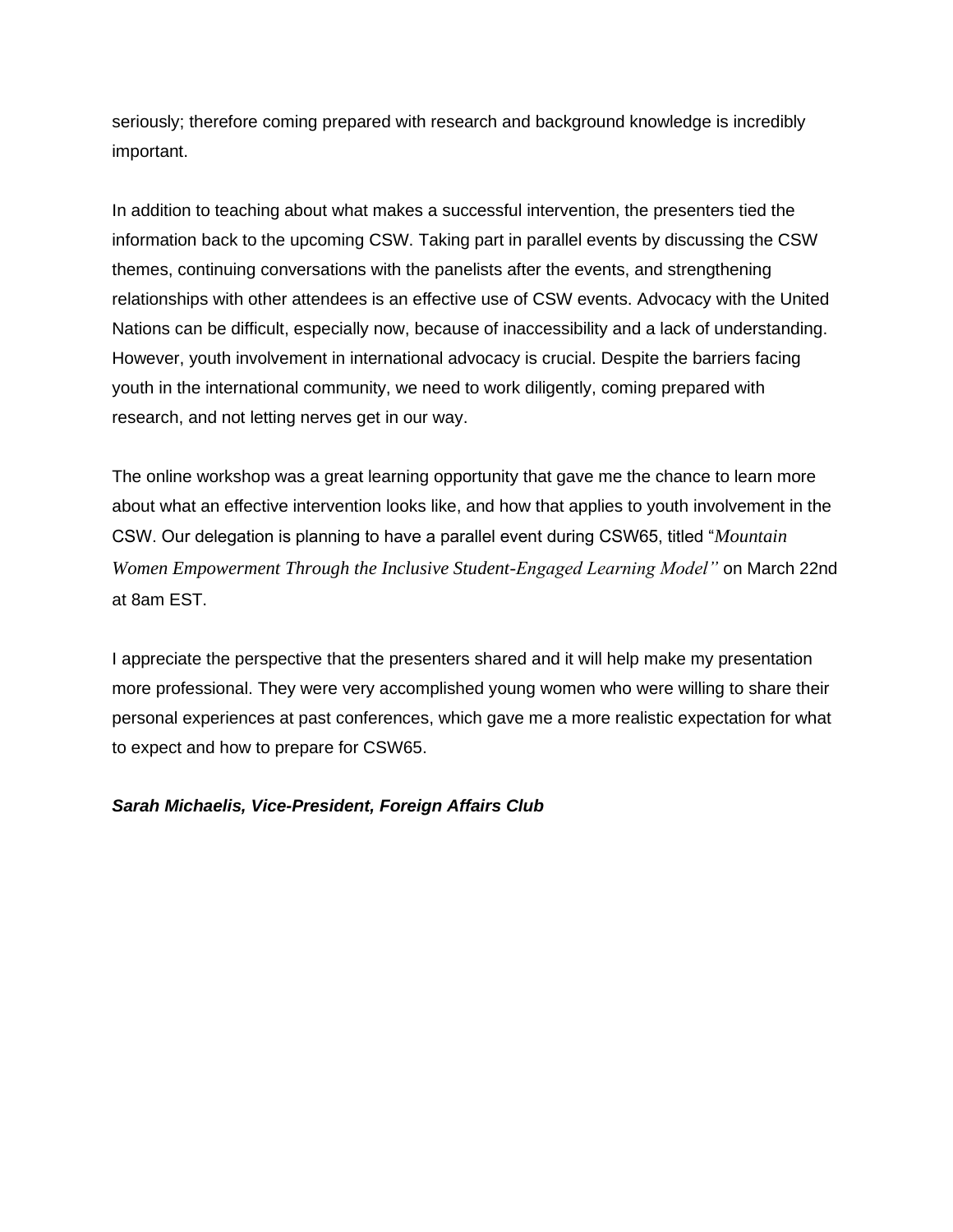seriously; therefore coming prepared with research and background knowledge is incredibly important.

In addition to teaching about what makes a successful intervention, the presenters tied the information back to the upcoming CSW. Taking part in parallel events by discussing the CSW themes, continuing conversations with the panelists after the events, and strengthening relationships with other attendees is an effective use of CSW events. Advocacy with the United Nations can be difficult, especially now, because of inaccessibility and a lack of understanding. However, youth involvement in international advocacy is crucial. Despite the barriers facing youth in the international community, we need to work diligently, coming prepared with research, and not letting nerves get in our way.

The online workshop was a great learning opportunity that gave me the chance to learn more about what an effective intervention looks like, and how that applies to youth involvement in the CSW. Our delegation is planning to have a parallel event during CSW65, titled "*Mountain Women Empowerment Through the Inclusive Student-Engaged Learning Model"* on March 22nd at 8am EST.

I appreciate the perspective that the presenters shared and it will help make my presentation more professional. They were very accomplished young women who were willing to share their personal experiences at past conferences, which gave me a more realistic expectation for what to expect and how to prepare for CSW65.

***Sarah Michaelis, Vice-President, Foreign Affairs Club***